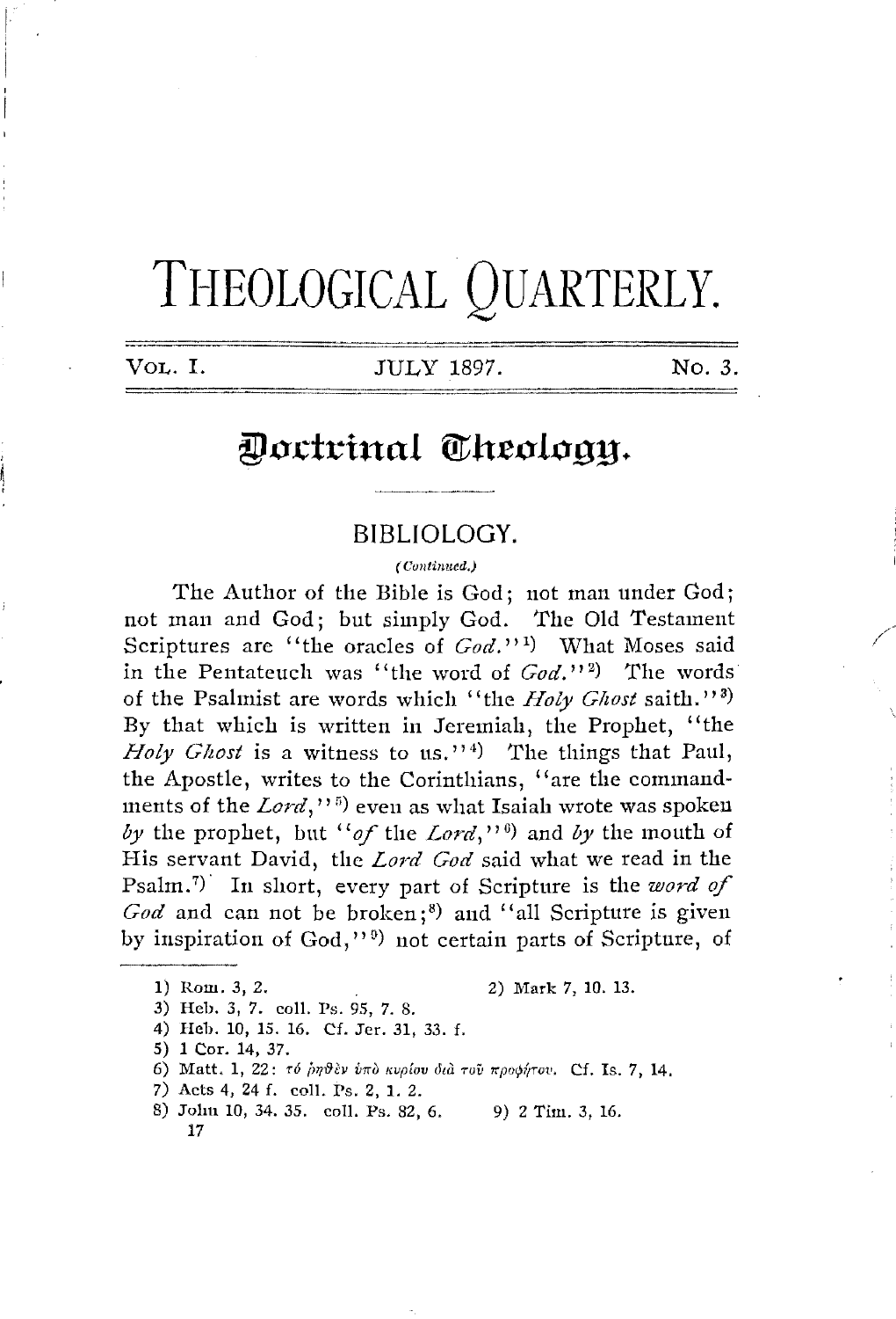# THEOLOGICAL QUARTERLY.

VOL. I. JULY 1897. No. 3.

## Doctrinal Theology.

### BIBLIOLOGY.

*(Continued.)*

The Author of the Bible is God; not man under God; not man and God; but simply God. The Old Testament Scriptures are "the oracles of *God*."[1] What Moses said in the Pentateuch was "the word of *God*."[2] The words of the Psalmist are words which "the *Holy Ghost* saith."[3] By that which is written in Jeremiah, the Prophet, "the *Holy Ghost* is a witness to us."[4] The things that Paul, the Apostle, writes to the Corinthians, "are the commandments of the *Lord*,"[5] even as what Isaiah wrote was spoken *by* the prophet, but "*of* the *Lord*,"[6] and *by* the mouth of His servant David, the *Lord God* said what we read in the Psalm.[7] In short, every part of Scripture is the *word of God* and can not be broken;[8] and "all Scripture is given by inspiration of God,"[9] not certain parts of Scripture, of

---

1) Rom. 3, 2.
2) Mark 7, 10. 13.
3) Heb. 3, 7. coll. Ps. 95, 7. 8.
4) Heb. 10, 15. 16. Cf. Jer. 31, 33. f.
5) 1 Cor. 14, 37.
6) Matt. 1, 22: τό ῥηθὲν ὑπὸ κυρίου διὰ τοῦ προφήτου. Cf. Is. 7, 14.
7) Acts 4, 24 f. coll. Ps. 2, 1. 2.
8) John 10, 34. 35. coll. Ps. 82, 6.
9) 2 Tim. 3, 16.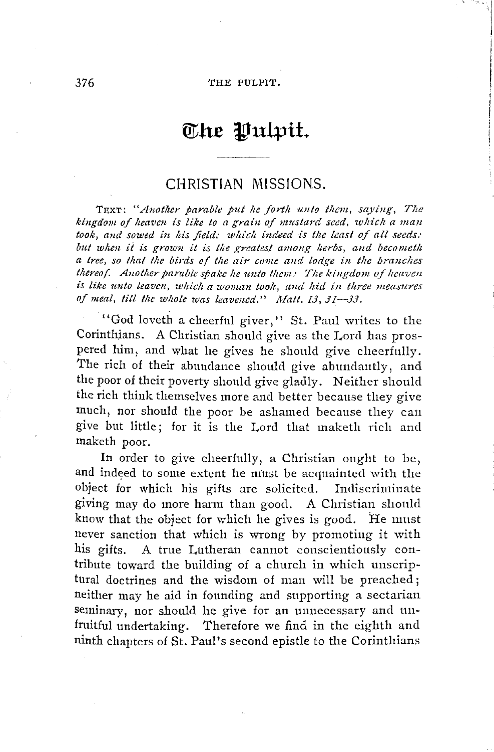# The Pulpit.

## CHRISTIAN MISSIONS.

TEXT: "*Another parable put he forth unto them, saying, The kingdom of heaven is like to a grain of mustard seed, which a man took, and sowed in his field: which indeed is the least of all seeds: but when it is grown it is the greatest among herbs, and becometh a tree, so that the birds of the air come and lodge in the branches thereof. Another parable spake he unto them: The kingdom of heaven is like unto leaven, which a woman took, and hid in three measures of meal, till the whole was leavened.*" *Matt. 13, 31—33.*

"God loveth a cheerful giver," St. Paul writes to the Corinthians. A Christian should give as the Lord has prospered him, and what he gives he should give cheerfully. The rich of their abundance should give abundantly, and the poor of their poverty should give gladly. Neither should the rich think themselves more and better because they give much, nor should the poor be ashamed because they can give but little; for it is the Lord that maketh rich and maketh poor.

In order to give cheerfully, a Christian ought to be, and indeed to some extent he must be acquainted with the object for which his gifts are solicited. Indiscriminate giving may do more harm than good. A Christian should know that the object for which he gives is good. He must never sanction that which is wrong by promoting it with his gifts. A true Lutheran cannot conscientiously contribute toward the building of a church in which unscriptural doctrines and the wisdom of man will be preached; neither may he aid in founding and supporting a sectarian seminary, nor should he give for an unnecessary and unfruitful undertaking. Therefore we find in the eighth and ninth chapters of St. Paul's second epistle to the Corinthians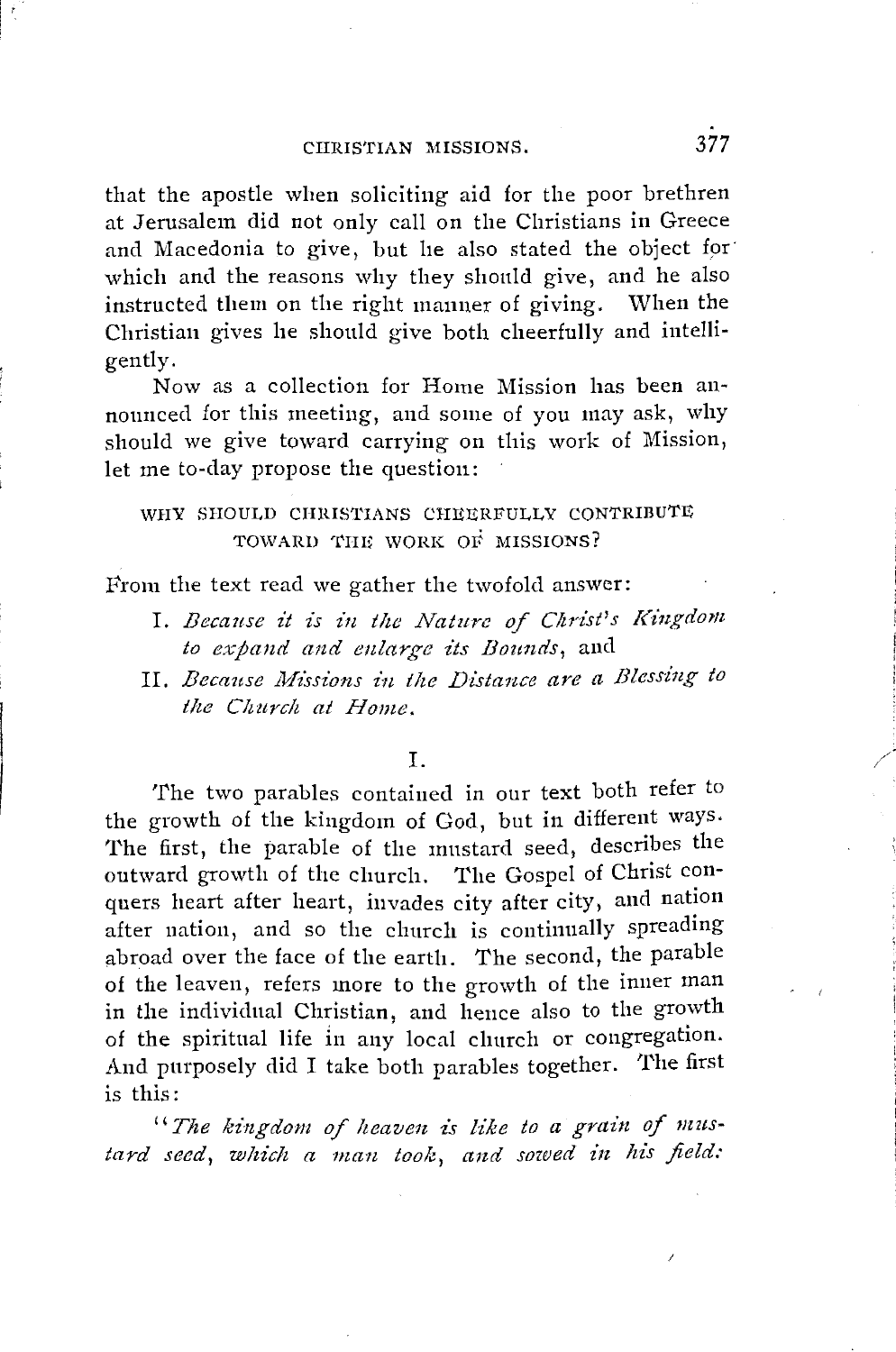that the apostle when soliciting aid for the poor brethren at Jerusalem did not only call on the Christians in Greece and Macedonia to give, but he also stated the object for which and the reasons why they should give, and he also instructed them on the right manner of giving. When the Christian gives he should give both cheerfully and intelligently.

Now as a collection for Home Mission has been announced for this meeting, and some of you may ask, why should we give toward carrying on this work of Mission, let me to-day propose the question:

### WHY SHOULD CHRISTIANS CHEERFULLY CONTRIBUTE TOWARD THE WORK OF MISSIONS?

From the text read we gather the twofold answer:

I. *Because it is in the Nature of Christ's Kingdom to expand and enlarge its Bounds*, and

II. *Because Missions in the Distance are a Blessing to the Church at Home.*

## I.

The two parables contained in our text both refer to the growth of the kingdom of God, but in different ways. The first, the parable of the mustard seed, describes the outward growth of the church. The Gospel of Christ conquers heart after heart, invades city after city, and nation after nation, and so the church is continually spreading abroad over the face of the earth. The second, the parable of the leaven, refers more to the growth of the inner man in the individual Christian, and hence also to the growth of the spiritual life in any local church or congregation. And purposely did I take both parables together. The first is this:

"*The kingdom of heaven is like to a grain of mustard seed, which a man took, and sowed in his field:*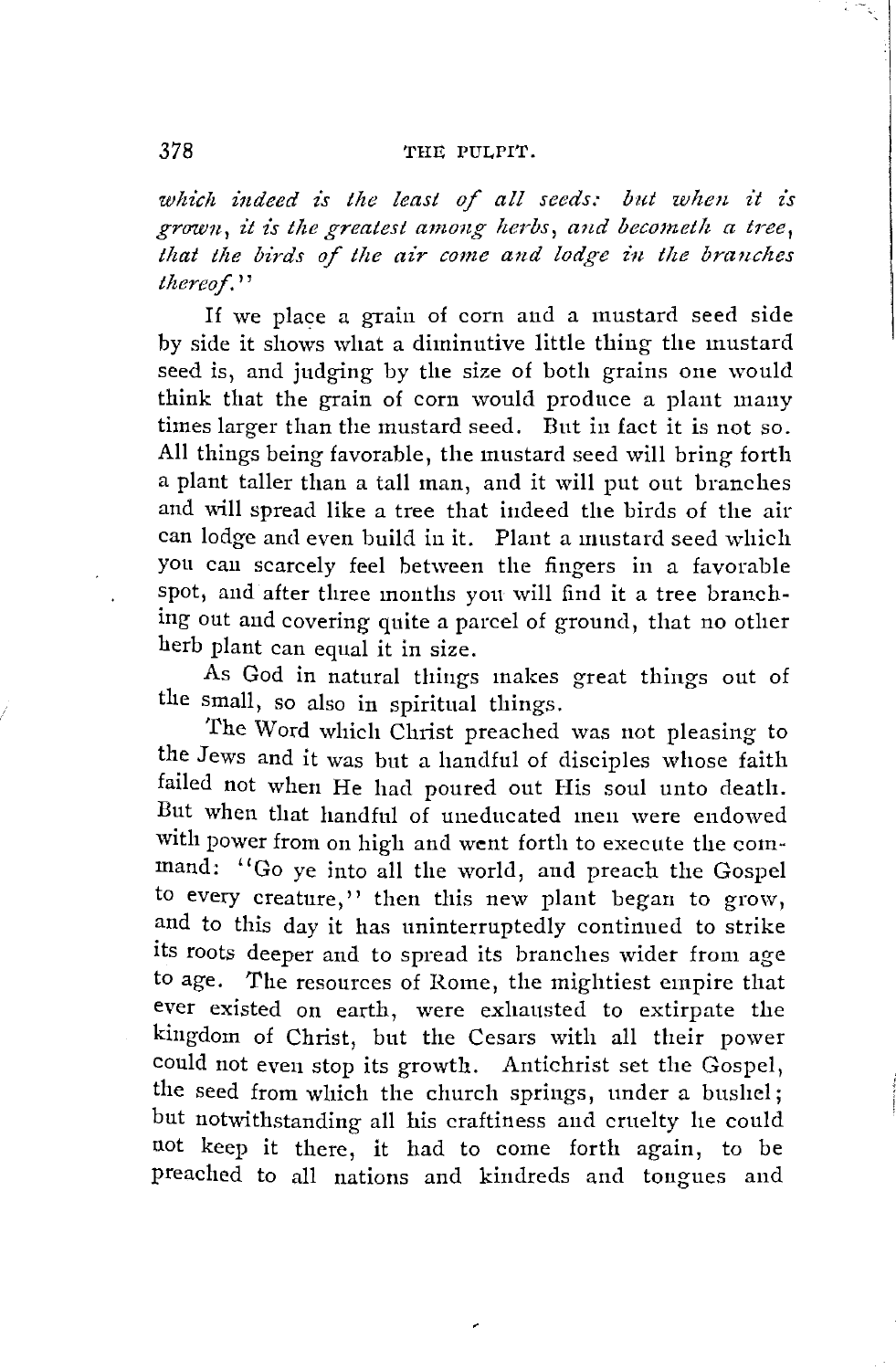*which indeed is the least of all seeds: but when it is grown, it is the greatest among herbs, and becometh a tree, that the birds of the air come and lodge in the branches thereof.*"

If we place a grain of corn and a mustard seed side by side it shows what a diminutive little thing the mustard seed is, and judging by the size of both grains one would think that the grain of corn would produce a plant many times larger than the mustard seed. But in fact it is not so. All things being favorable, the mustard seed will bring forth a plant taller than a tall man, and it will put out branches and will spread like a tree that indeed the birds of the air can lodge and even build in it. Plant a mustard seed which you can scarcely feel between the fingers in a favorable spot, and after three months you will find it a tree branching out and covering quite a parcel of ground, that no other herb plant can equal it in size.

As God in natural things makes great things out of the small, so also in spiritual things.

The Word which Christ preached was not pleasing to the Jews and it was but a handful of disciples whose faith failed not when He had poured out His soul unto death. But when that handful of uneducated men were endowed with power from on high and went forth to execute the command: "Go ye into all the world, and preach the Gospel to every creature," then this new plant began to grow, and to this day it has uninterruptedly continued to strike its roots deeper and to spread its branches wider from age to age. The resources of Rome, the mightiest empire that ever existed on earth, were exhausted to extirpate the kingdom of Christ, but the Cesars with all their power could not even stop its growth. Antichrist set the Gospel, the seed from which the church springs, under a bushel; but notwithstanding all his craftiness and cruelty he could not keep it there, it had to come forth again, to be preached to all nations and kindreds and tongues and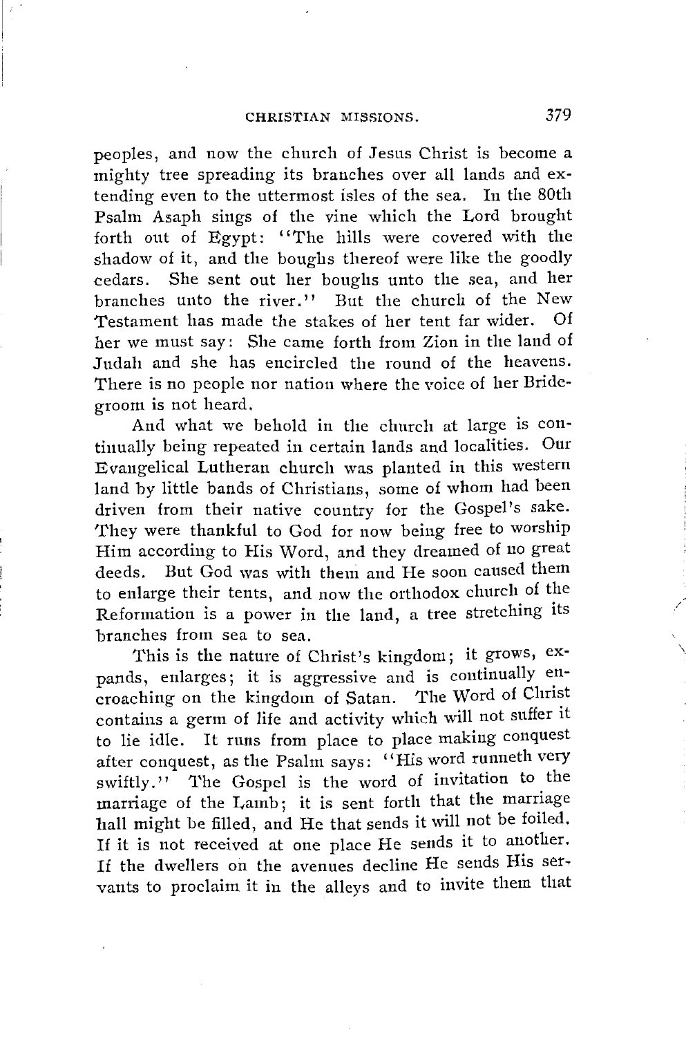peoples, and now the church of Jesus Christ is become a mighty tree spreading its branches over all lands and extending even to the uttermost isles of the sea. In the 80th Psalm Asaph sings of the vine which the Lord brought forth out of Egypt: "The hills were covered with the shadow of it, and the boughs thereof were like the goodly cedars. She sent out her boughs unto the sea, and her branches unto the river." But the church of the New Testament has made the stakes of her tent far wider. Of her we must say: She came forth from Zion in the land of Judah and she has encircled the round of the heavens. There is no people nor nation where the voice of her Bridegroom is not heard.

And what we behold in the church at large is continually being repeated in certain lands and localities. Our Evangelical Lutheran church was planted in this western land by little bands of Christians, some of whom had been driven from their native country for the Gospel's sake. They were thankful to God for now being free to worship Him according to His Word, and they dreamed of no great deeds. But God was with them and He soon caused them to enlarge their tents, and now the orthodox church of the Reformation is a power in the land, a tree stretching its branches from sea to sea.

This is the nature of Christ's kingdom; it grows, expands, enlarges; it is aggressive and is continually encroaching on the kingdom of Satan. The Word of Christ contains a germ of life and activity which will not suffer it to lie idle. It runs from place to place making conquest after conquest, as the Psalm says: "His word runneth very swiftly." The Gospel is the word of invitation to the marriage of the Lamb; it is sent forth that the marriage hall might be filled, and He that sends it will not be foiled. If it is not received at one place He sends it to another. If the dwellers on the avenues decline He sends His servants to proclaim it in the alleys and to invite them that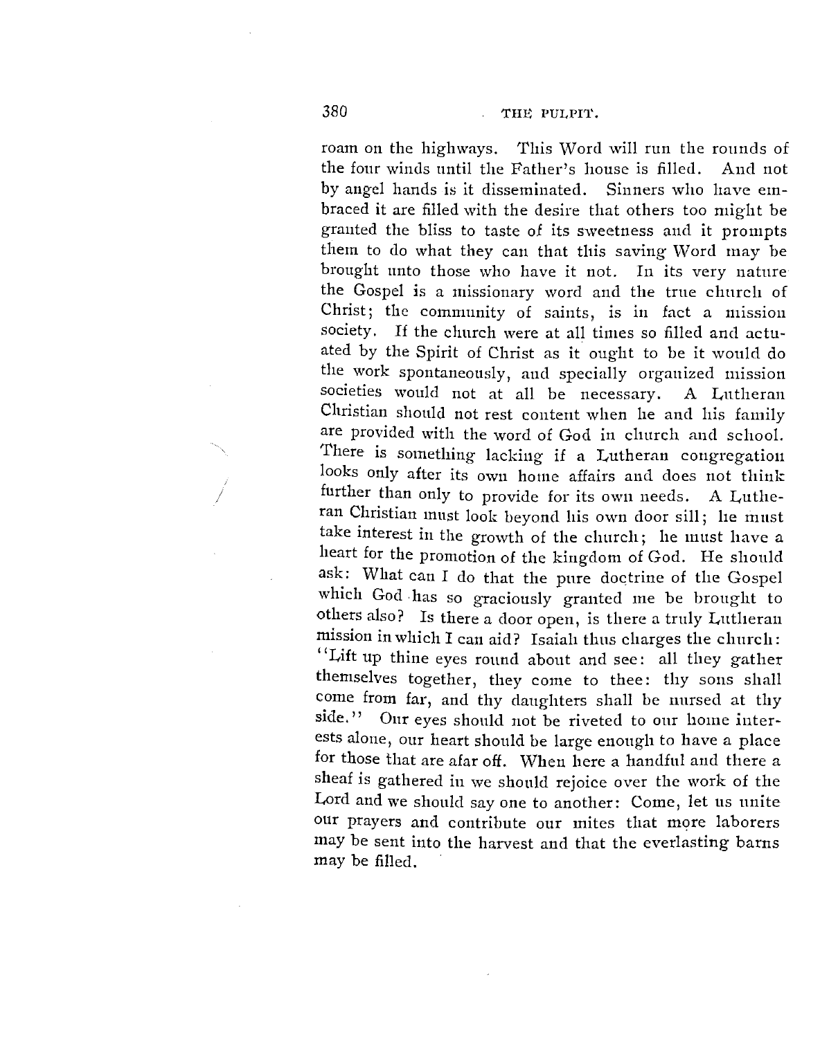roam on the highways. This Word will run the rounds of the four winds until the Father's house is filled. And not by angel hands is it disseminated. Sinners who have embraced it are filled with the desire that others too might be granted the bliss to taste of its sweetness and it prompts them to do what they can that this saving Word may be brought unto those who have it not. In its very nature the Gospel is a missionary word and the true church of Christ; the community of saints, is in fact a mission society. If the church were at all times so filled and actuated by the Spirit of Christ as it ought to be it would do the work spontaneously, and specially organized mission societies would not at all be necessary. A Lutheran Christian should not rest content when he and his family are provided with the word of God in church and school. There is something lacking if a Lutheran congregation looks only after its own home affairs and does not think further than only to provide for its own needs. A Lutheran Christian must look beyond his own door sill; he must take interest in the growth of the church; he must have a heart for the promotion of the kingdom of God. He should ask: What can I do that the pure doctrine of the Gospel which God has so graciously granted me be brought to others also? Is there a door open, is there a truly Lutheran mission in which I can aid? Isaiah thus charges the church: "Lift up thine eyes round about and see: all they gather themselves together, they come to thee: thy sons shall come from far, and thy daughters shall be nursed at thy side." Our eyes should not be riveted to our home interests alone, our heart should be large enough to have a place for those that are afar off. When here a handful and there a sheaf is gathered in we should rejoice over the work of the Lord and we should say one to another: Come, let us unite our prayers and contribute our mites that more laborers may be sent into the harvest and that the everlasting barns may be filled.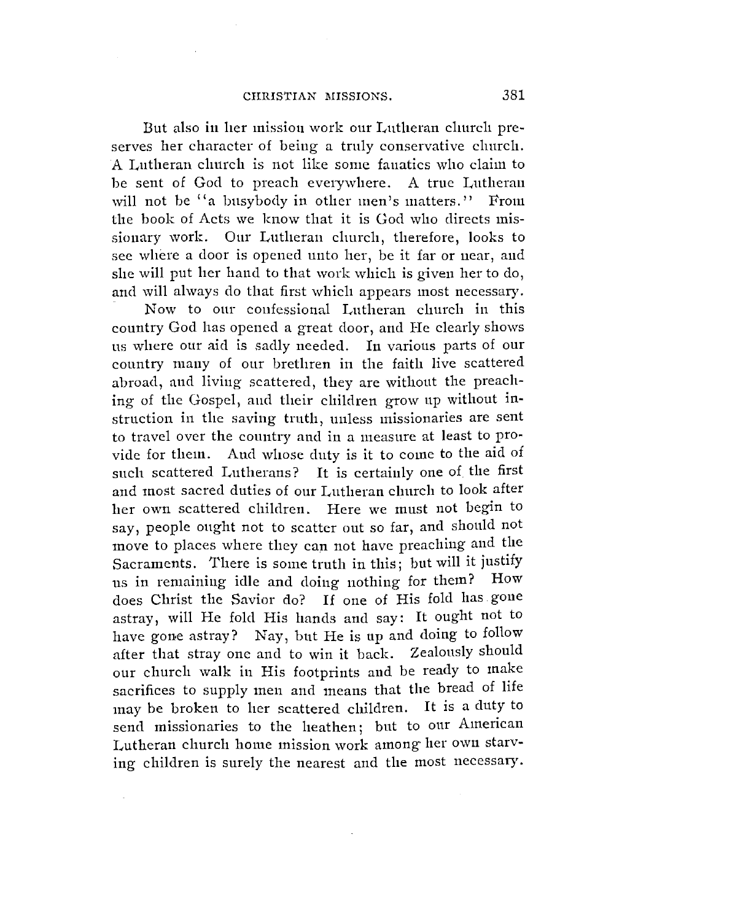But also in her mission work our Lutheran church preserves her character of being a truly conservative church. A Lutheran church is not like some fanatics who claim to be sent of God to preach everywhere. A true Lutheran will not be "a busybody in other men's matters." From the book of Acts we know that it is God who directs missionary work. Our Lutheran church, therefore, looks to see where a door is opened unto her, be it far or near, and she will put her hand to that work which is given her to do, and will always do that first which appears most necessary.

Now to our confessional Lutheran church in this country God has opened a great door, and He clearly shows us where our aid is sadly needed. In various parts of our country many of our brethren in the faith live scattered abroad, and living scattered, they are without the preaching of the Gospel, and their children grow up without instruction in the saving truth, unless missionaries are sent to travel over the country and in a measure at least to provide for them. And whose duty is it to come to the aid of such scattered Lutherans? It is certainly one of the first and most sacred duties of our Lutheran church to look after her own scattered children. Here we must not begin to say, people ought not to scatter out so far, and should not move to places where they can not have preaching and the Sacraments. There is some truth in this; but will it justify us in remaining idle and doing nothing for them? How does Christ the Savior do? If one of His fold has gone astray, will He fold His hands and say: It ought not to have gone astray? Nay, but He is up and doing to follow after that stray one and to win it back. Zealously should our church walk in His footprints and be ready to make sacrifices to supply men and means that the bread of life may be broken to her scattered children. It is a duty to send missionaries to the heathen; but to our American Lutheran church home mission work among her own starving children is surely the nearest and the most necessary.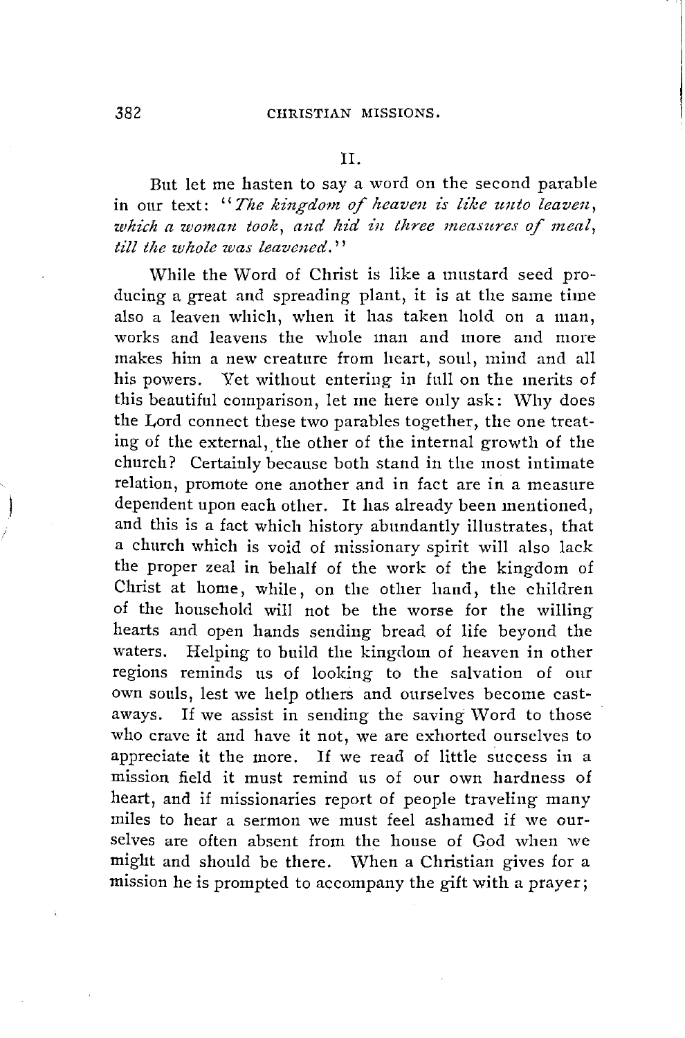## II.

But let me hasten to say a word on the second parable in our text: "*The kingdom of heaven is like unto leaven, which a woman took, and hid in three measures of meal, till the whole was leavened.*"

While the Word of Christ is like a mustard seed producing a great and spreading plant, it is at the same time also a leaven which, when it has taken hold on a man, works and leavens the whole man and more and more makes him a new creature from heart, soul, mind and all his powers. Yet without entering in full on the merits of this beautiful comparison, let me here only ask: Why does the Lord connect these two parables together, the one treating of the external, the other of the internal growth of the church? Certainly because both stand in the most intimate relation, promote one another and in fact are in a measure dependent upon each other. It has already been mentioned, and this is a fact which history abundantly illustrates, that a church which is void of missionary spirit will also lack the proper zeal in behalf of the work of the kingdom of Christ at home, while, on the other hand, the children of the household will not be the worse for the willing hearts and open hands sending bread of life beyond the waters. Helping to build the kingdom of heaven in other regions reminds us of looking to the salvation of our own souls, lest we help others and ourselves become castaways. If we assist in sending the saving Word to those who crave it and have it not, we are exhorted ourselves to appreciate it the more. If we read of little success in a mission field it must remind us of our own hardness of heart, and if missionaries report of people traveling many miles to hear a sermon we must feel ashamed if we ourselves are often absent from the house of God when we might and should be there. When a Christian gives for a mission he is prompted to accompany the gift with a prayer;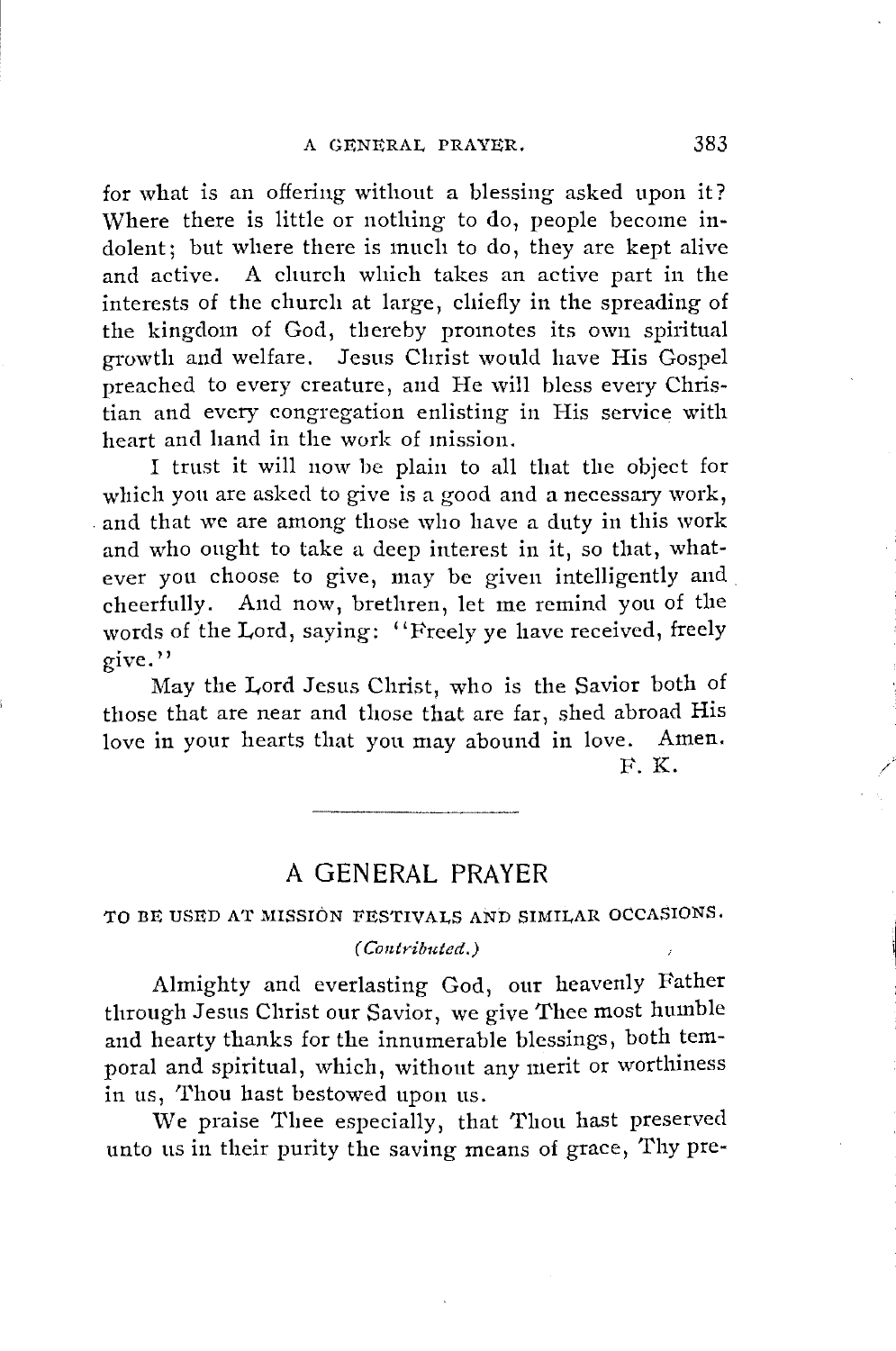for what is an offering without a blessing asked upon it? Where there is little or nothing to do, people become indolent; but where there is much to do, they are kept alive and active. A church which takes an active part in the interests of the church at large, chiefly in the spreading of the kingdom of God, thereby promotes its own spiritual growth and welfare. Jesus Christ would have His Gospel preached to every creature, and He will bless every Christian and every congregation enlisting in His service with heart and hand in the work of mission.

I trust it will now be plain to all that the object for which you are asked to give is a good and a necessary work, and that we are among those who have a duty in this work and who ought to take a deep interest in it, so that, whatever you choose to give, may be given intelligently and cheerfully. And now, brethren, let me remind you of the words of the Lord, saying: "Freely ye have received, freely give."

May the Lord Jesus Christ, who is the Savior both of those that are near and those that are far, shed abroad His love in your hearts that you may abound in love. Amen.

F. K.

---

## A GENERAL PRAYER

TO BE USED AT MISSION FESTIVALS AND SIMILAR OCCASIONS.

*(Contributed.)*

Almighty and everlasting God, our heavenly Father through Jesus Christ our Savior, we give Thee most humble and hearty thanks for the innumerable blessings, both temporal and spiritual, which, without any merit or worthiness in us, Thou hast bestowed upon us.

We praise Thee especially, that Thou hast preserved unto us in their purity the saving means of grace, Thy pre-